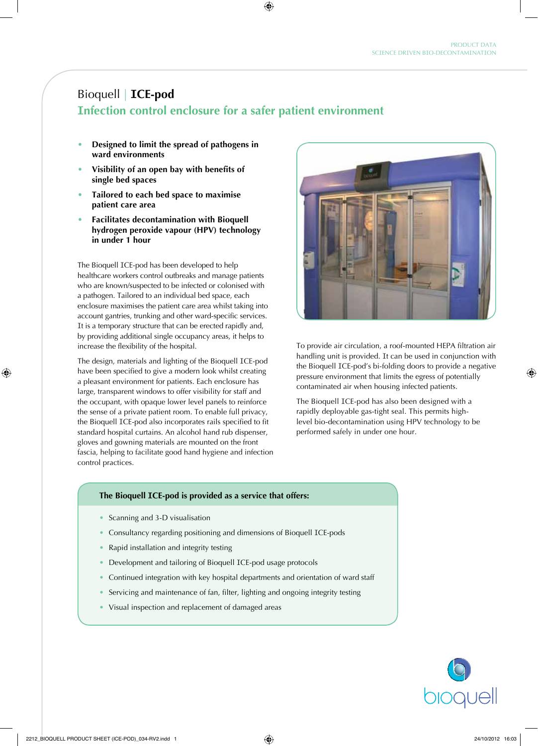# Bioquell | ICE-pod

## Infection control enclosure for a safer patient environment

- **Designed to limit the spread of pathogens in ward environments**
- **Visibility of an open bay with benefits of single bed spaces**
- **Tailored to each bed space to maximise patient care area**
- **Facilitates decontamination with Bioquell hydrogen peroxide vapour (HPV) technology in under 1 hour**

The Bioquell ICE-pod has been developed to help healthcare workers control outbreaks and manage patients who are known/suspected to be infected or colonised with a pathogen. Tailored to an individual bed space, each enclosure maximises the patient care area whilst taking into account gantries, trunking and other ward-specific services. It is a temporary structure that can be erected rapidly and, by providing additional single occupancy areas, it helps to increase the flexibility of the hospital.

The design, materials and lighting of the Bioquell ICE-pod have been specified to give a modern look whilst creating a pleasant environment for patients. Each enclosure has large, transparent windows to offer visibility for staff and the occupant, with opaque lower level panels to reinforce the sense of a private patient room. To enable full privacy, the Bioquell ICE-pod also incorporates rails specified to fit standard hospital curtains. An alcohol hand rub dispenser, gloves and gowning materials are mounted on the front fascia, helping to facilitate good hand hygiene and infection control practices.

To provide air circulation, a roof-mounted HEPA filtration air handling unit is provided. It can be used in conjunction with the Bioquell ICE-pod's bi-folding doors to provide a negative pressure environment that limits the egress of potentially contaminated air when housing infected patients.

The Bioquell ICE-pod has also been designed with a rapidly deployable gas-tight seal. This permits high-level bio-decontamination using HPV technology to be performed safely in under one hour.

### The Bioquell ICE-pod is provided as a service that offers:

- Scanning and 3-D visualisation
- Consultancy regarding positioning and dimensions of Bioquell ICE-pods
- Rapid installation and integrity testing
- Development and tailoring of Bioquell ICE-pod usage protocols
- Continued integration with key hospital departments and orientation of ward staff
- Servicing and maintenance of fan, filter, lighting and ongoing integrity testing
- Visual inspection and replacement of damaged areas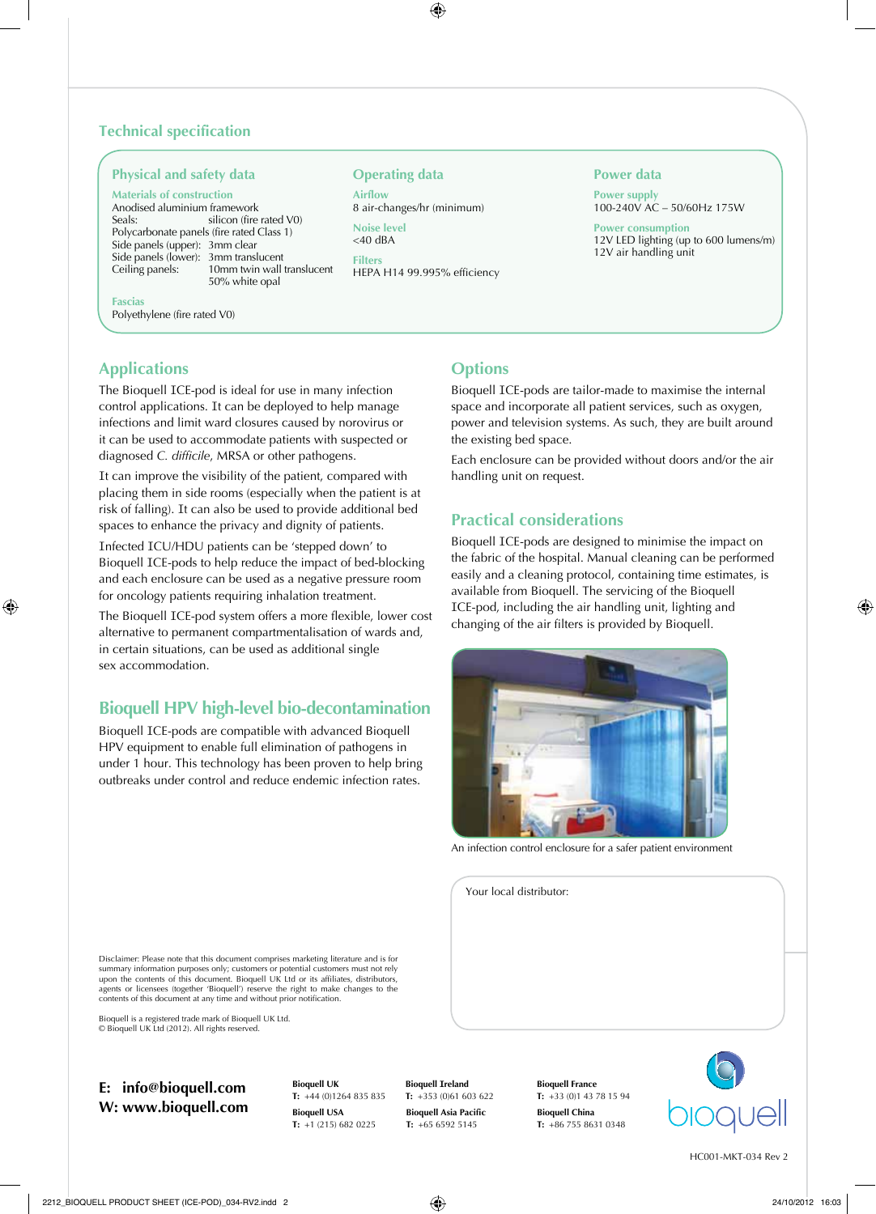## Technical specification

### Physical and safety data

**Materials of construction**

Anodised aluminium framework

| | |
|---|---|
| Seals: | silicon (fire rated V0) |
| Polycarbonate panels (fire rated Class 1) | |
| Side panels (upper): | 3mm clear |
| Side panels (lower): | 3mm translucent |
| Ceiling panels: | 10mm twin wall translucent 50% white opal |

**Fascias**

Polyethylene (fire rated V0)

### Operating data

**Airflow**

8 air-changes/hr (minimum)

**Noise level**

<40 dBA

**Filters**

HEPA H14 99.995% efficiency

### Power data

**Power supply**

100-240V AC – 50/60Hz 175W

**Power consumption**

12V LED lighting (up to 600 lumens/m)
12V air handling unit

## Applications

The Bioquell ICE-pod is ideal for use in many infection control applications. It can be deployed to help manage infections and limit ward closures caused by norovirus or it can be used to accommodate patients with suspected or diagnosed *C. difficile*, MRSA or other pathogens.

It can improve the visibility of the patient, compared with placing them in side rooms (especially when the patient is at risk of falling). It can also be used to provide additional bed spaces to enhance the privacy and dignity of patients.

Infected ICU/HDU patients can be 'stepped down' to Bioquell ICE-pods to help reduce the impact of bed-blocking and each enclosure can be used as a negative pressure room for oncology patients requiring inhalation treatment.

The Bioquell ICE-pod system offers a more flexible, lower cost alternative to permanent compartmentalisation of wards and, in certain situations, can be used as additional single sex accommodation.

## Bioquell HPV high-level bio-decontamination

Bioquell ICE-pods are compatible with advanced Bioquell HPV equipment to enable full elimination of pathogens in under 1 hour. This technology has been proven to help bring outbreaks under control and reduce endemic infection rates.

## Options

Bioquell ICE-pods are tailor-made to maximise the internal space and incorporate all patient services, such as oxygen, power and television systems. As such, they are built around the existing bed space.

Each enclosure can be provided without doors and/or the air handling unit on request.

## Practical considerations

Bioquell ICE-pods are designed to minimise the impact on the fabric of the hospital. Manual cleaning can be performed easily and a cleaning protocol, containing time estimates, is available from Bioquell. The servicing of the Bioquell ICE-pod, including the air handling unit, lighting and changing of the air filters is provided by Bioquell.

An infection control enclosure for a safer patient environment

Your local distributor:

Disclaimer: Please note that this document comprises marketing literature and is for summary information purposes only; customers or potential customers must not rely upon the contents of this document. Bioquell UK Ltd or its affiliates, distributors, agents or licensees (together 'Bioquell') reserve the right to make changes to the contents of this document at any time and without prior notification.

Bioquell is a registered trade mark of Bioquell UK Ltd.
© Bioquell UK Ltd (2012). All rights reserved.

**E: info@bioquell.com**
**W: www.bioquell.com**

**Bioquell UK**
T: +44 (0)1264 835 835

**Bioquell USA**
T: +1 (215) 682 0225

**Bioquell Ireland**
T: +353 (0)61 603 622

**Bioquell Asia Pacific**
T: +65 6592 5145

**Bioquell France**
T: +33 (0)1 43 78 15 94

**Bioquell China**
T: +86 755 8631 0348

bioquell

HC001-MKT-034 Rev 2